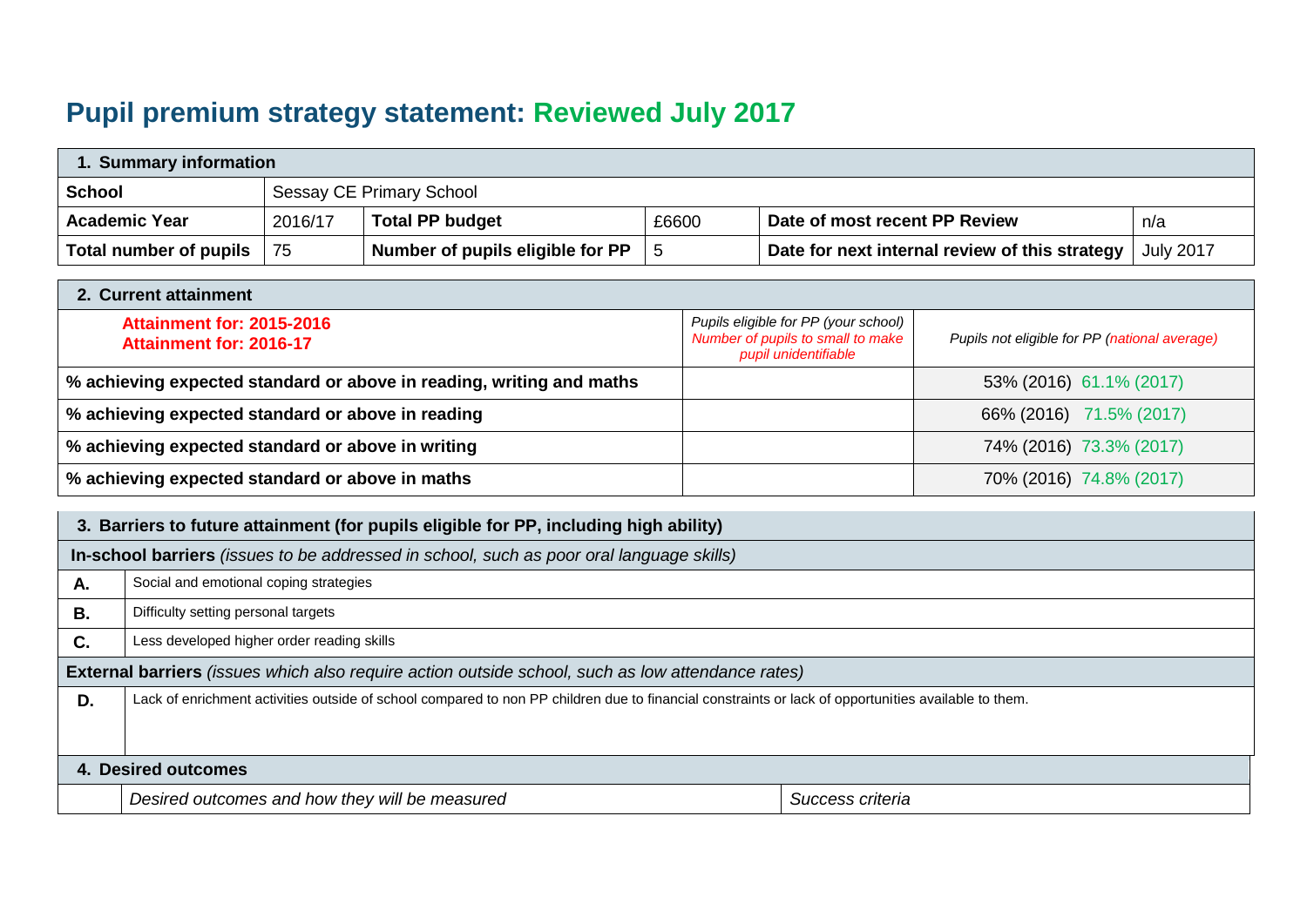# Pupil premium strategy statement: Reviewed July 2017

| 1. Summary information | | | | | |
|---|---|---|---|---|---|
| **School** | Sessay CE Primary School | | | | |
| **Academic Year** | 2016/17 | **Total PP budget** | £6600 | **Date of most recent PP Review** | n/a |
| **Total number of pupils** | 75 | **Number of pupils eligible for PP** | 5 | **Date for next internal review of this strategy** | July 2017 |

| 2. Current attainment | | |
|---|---|---|
| **Attainment for: 2015-2016**<br>**Attainment for: 2016-17** | *Pupils eligible for PP (your school)*<br>*Number of pupils to small to make pupil unidentifiable* | *Pupils not eligible for PP (national average)* |
| **% achieving expected standard or above in reading, writing and maths** | | 53% (2016) 61.1% (2017) |
| **% achieving expected standard or above in reading** | | 66% (2016) 71.5% (2017) |
| **% achieving expected standard or above in writing** | | 74% (2016) 73.3% (2017) |
| **% achieving expected standard or above in maths** | | 70% (2016) 74.8% (2017) |

| 3. Barriers to future attainment (for pupils eligible for PP, including high ability) | |
|---|---|
| **In-school barriers** *(issues to be addressed in school, such as poor oral language skills)* | |
| **A.** | Social and emotional coping strategies |
| **B.** | Difficulty setting personal targets |
| **C.** | Less developed higher order reading skills |
| **External barriers** *(issues which also require action outside school, such as low attendance rates)* | |
| **D.** | Lack of enrichment activities outside of school compared to non PP children due to financial constraints or lack of opportunities available to them. |

| 4. Desired outcomes | | |
|---|---|---|
| | *Desired outcomes and how they will be measured* | *Success criteria* |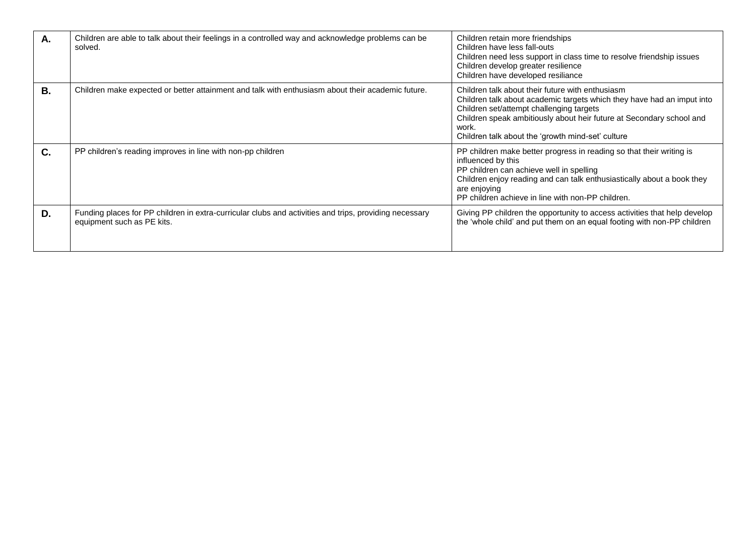| | | |
|---|---|---|
| **A.** | Children are able to talk about their feelings in a controlled way and acknowledge problems can be solved. | Children retain more friendships<br>Children have less fall-outs<br>Children need less support in class time to resolve friendship issues<br>Children develop greater resilience<br>Children have developed resiliance |
| **B.** | Children make expected or better attainment and talk with enthusiasm about their academic future. | Children talk about their future with enthusiasm<br>Children talk about academic targets which they have had an imput into<br>Children set/attempt challenging targets<br>Children speak ambitiously about heir future at Secondary school and work.<br>Children talk about the 'growth mind-set' culture |
| **C.** | PP children's reading improves in line with non-pp children | PP children make better progress in reading so that their writing is influenced by this<br>PP children can achieve well in spelling<br>Children enjoy reading and can talk enthusiastically about a book they are enjoying<br>PP children achieve in line with non-PP children. |
| **D.** | Funding places for PP children in extra-curricular clubs and activities and trips, providing necessary equipment such as PE kits. | Giving PP children the opportunity to access activities that help develop the 'whole child' and put them on an equal footing with non-PP children |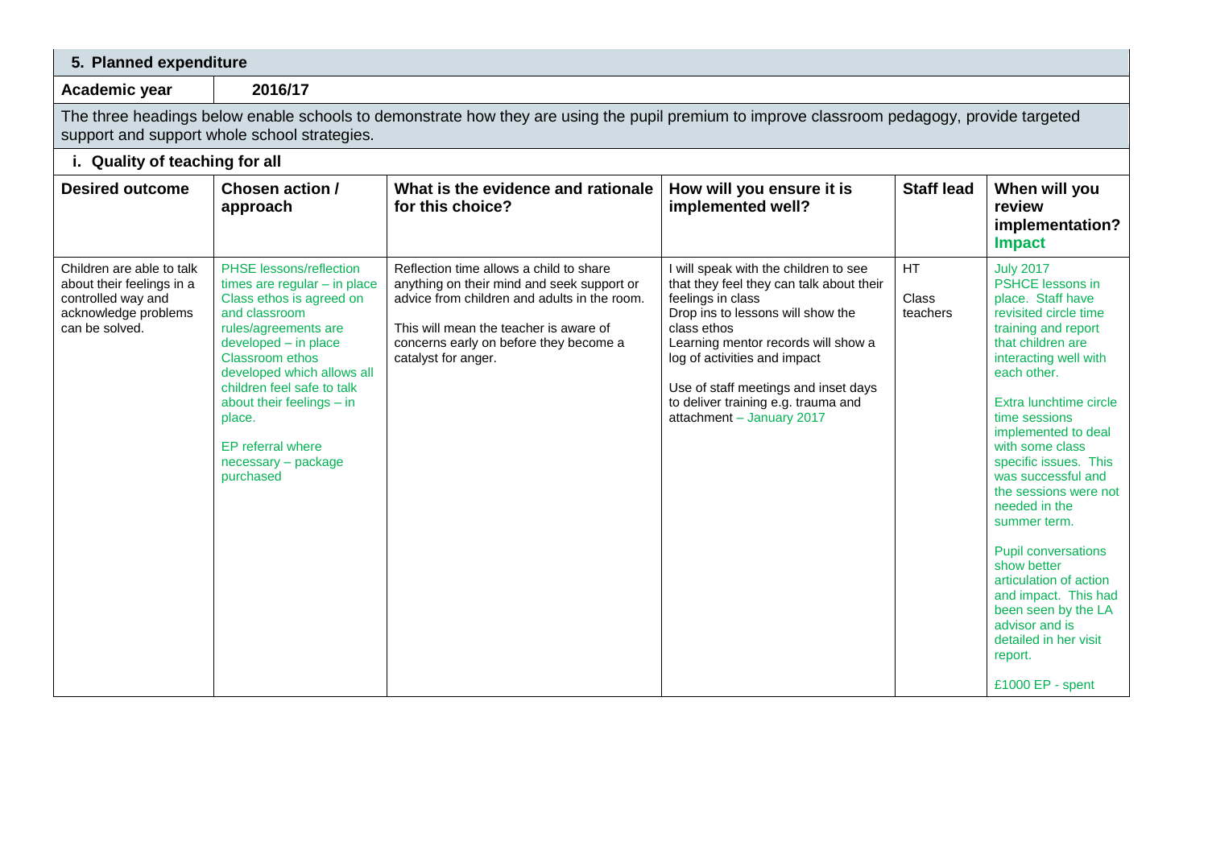## 5. Planned expenditure

**Academic year** | **2016/17**

The three headings below enable schools to demonstrate how they are using the pupil premium to improve classroom pedagogy, provide targeted support and support whole school strategies.

### i. Quality of teaching for all

| Desired outcome | Chosen action / approach | What is the evidence and rationale for this choice? | How will you ensure it is implemented well? | Staff lead | When will you review implementation? Impact |
|---|---|---|---|---|---|
| Children are able to talk about their feelings in a controlled way and acknowledge problems can be solved. | PHSE lessons/reflection times are regular – in place<br>Class ethos is agreed on and classroom rules/agreements are developed – in place<br>Classroom ethos developed which allows all children feel safe to talk about their feelings – in place.<br><br>EP referral where necessary – package purchased | Reflection time allows a child to share anything on their mind and seek support or advice from children and adults in the room.<br><br>This will mean the teacher is aware of concerns early on before they become a catalyst for anger. | I will speak with the children to see that they feel they can talk about their feelings in class<br>Drop ins to lessons will show the class ethos<br>Learning mentor records will show a log of activities and impact<br><br>Use of staff meetings and inset days to deliver training e.g. trauma and attachment – January 2017 | HT<br><br>Class teachers | July 2017<br>PSHCE lessons in place. Staff have revisited circle time training and report that children are interacting well with each other.<br><br>Extra lunchtime circle time sessions implemented to deal with some class specific issues. This was successful and the sessions were not needed in the summer term.<br><br>Pupil conversations show better articulation of action and impact. This had been seen by the LA advisor and is detailed in her visit report.<br><br>£1000 EP - spent |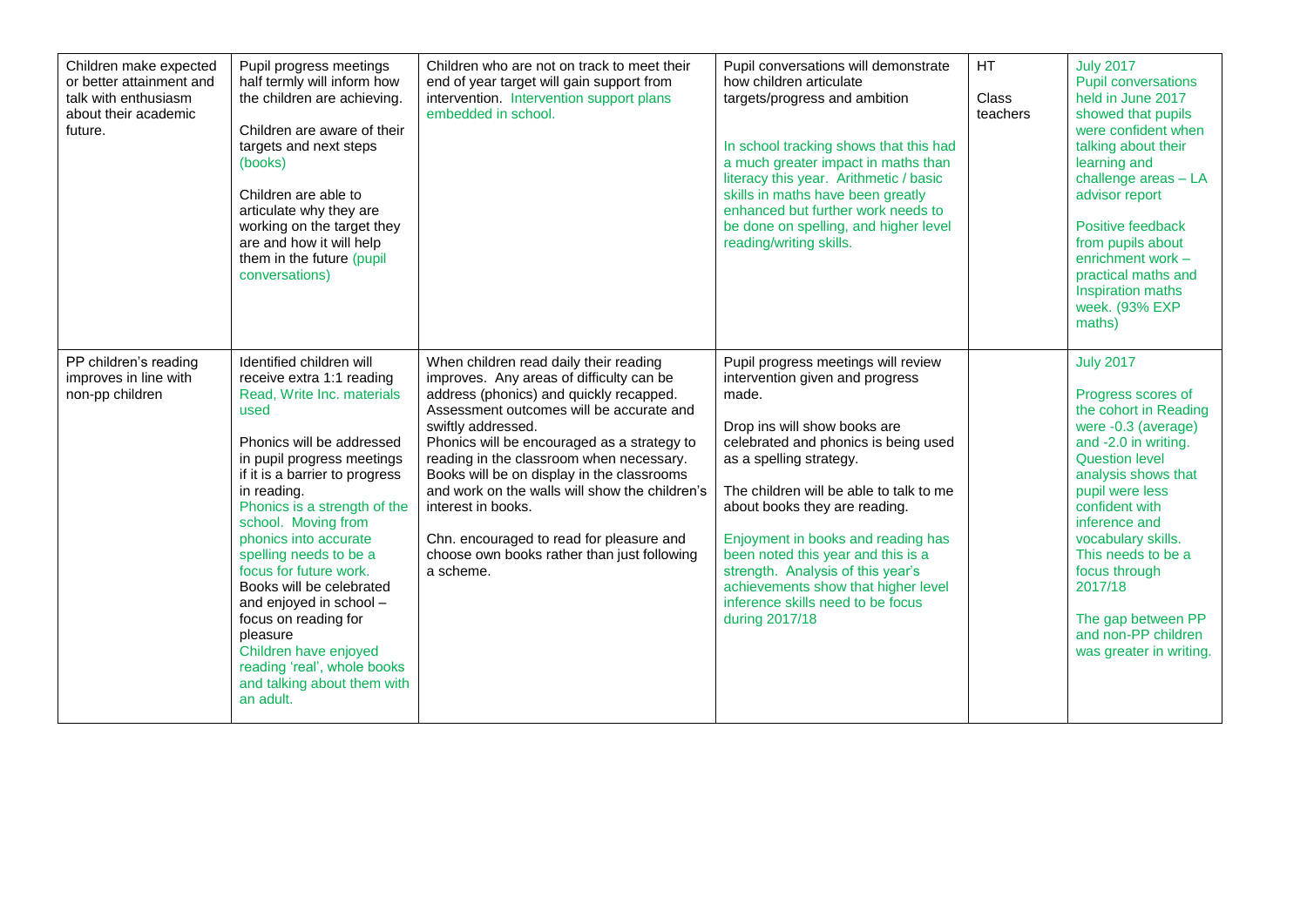| | | | | | |
|---|---|---|---|---|---|
| Children make expected or better attainment and talk with enthusiasm about their academic future. | Pupil progress meetings half termly will inform how the children are achieving.<br><br>Children are aware of their targets and next steps (books)<br><br>Children are able to articulate why they are working on the target they are and how it will help them in the future (pupil conversations) | Children who are not on track to meet their end of year target will gain support from intervention. Intervention support plans embedded in school. | Pupil conversations will demonstrate how children articulate targets/progress and ambition<br><br>In school tracking shows that this had a much greater impact in maths than literacy this year. Arithmetic / basic skills in maths have been greatly enhanced but further work needs to be done on spelling, and higher level reading/writing skills. | HT<br><br>Class teachers | July 2017<br>Pupil conversations held in June 2017 showed that pupils were confident when talking about their learning and challenge areas – LA advisor report<br><br>Positive feedback from pupils about enrichment work – practical maths and Inspiration maths week. (93% EXP maths) |
| PP children's reading improves in line with non-pp children | Identified children will receive extra 1:1 reading Read, Write Inc. materials used<br><br>Phonics will be addressed in pupil progress meetings if it is a barrier to progress in reading.<br>Phonics is a strength of the school. Moving from phonics into accurate spelling needs to be a focus for future work.<br>Books will be celebrated and enjoyed in school – focus on reading for pleasure<br>Children have enjoyed reading 'real', whole books and talking about them with an adult. | When children read daily their reading improves. Any areas of difficulty can be address (phonics) and quickly recapped. Assessment outcomes will be accurate and swiftly addressed.<br>Phonics will be encouraged as a strategy to reading in the classroom when necessary.<br>Books will be on display in the classrooms and work on the walls will show the children's interest in books.<br><br>Chn. encouraged to read for pleasure and choose own books rather than just following a scheme. | Pupil progress meetings will review intervention given and progress made.<br><br>Drop ins will show books are celebrated and phonics is being used as a spelling strategy.<br><br>The children will be able to talk to me about books they are reading.<br><br>Enjoyment in books and reading has been noted this year and this is a strength. Analysis of this year's achievements show that higher level inference skills need to be focus during 2017/18 | | July 2017<br><br>Progress scores of the cohort in Reading were -0.3 (average) and -2.0 in writing.<br>Question level analysis shows that pupil were less confident with inference and vocabulary skills. This needs to be a focus through 2017/18<br><br>The gap between PP and non-PP children was greater in writing. |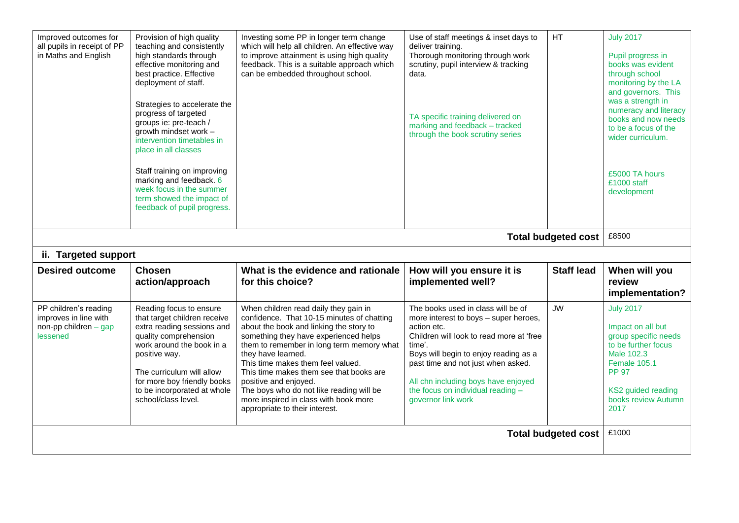| | | | | | |
|---|---|---|---|---|---|
| Improved outcomes for all pupils in receipt of PP in Maths and English | Provision of high quality teaching and consistently high standards through effective monitoring and best practice. Effective deployment of staff.<br><br>Strategies to accelerate the progress of targeted groups ie: pre-teach / growth mindset work – intervention timetables in place in all classes<br><br>Staff training on improving marking and feedback. 6 week focus in the summer term showed the impact of feedback of pupil progress. | Investing some PP in longer term change which will help all children. An effective way to improve attainment is using high quality feedback. This is a suitable approach which can be embedded throughout school. | Use of staff meetings & inset days to deliver training.<br>Thorough monitoring through work scrutiny, pupil interview & tracking data.<br><br>TA specific training delivered on marking and feedback – tracked through the book scrutiny series | HT | July 2017<br><br>Pupil progress in books was evident through school monitoring by the LA and governors. This was a strength in numeracy and literacy books and now needs to be a focus of the wider curriculum.<br><br>£5000 TA hours<br>£1000 staff development |
| | | | | **Total budgeted cost** | £8500 |

## ii. Targeted support

| Desired outcome | Chosen action/approach | What is the evidence and rationale for this choice? | How will you ensure it is implemented well? | Staff lead | When will you review implementation? |
|---|---|---|---|---|---|
| PP children's reading improves in line with non-pp children – gap lessened | Reading focus to ensure that target children receive extra reading sessions and quality comprehension work around the book in a positive way.<br><br>The curriculum will allow for more boy friendly books to be incorporated at whole school/class level. | When children read daily they gain in confidence. That 10-15 minutes of chatting about the book and linking the story to something they have experienced helps them to remember in long term memory what they have learned.<br>This time makes them feel valued.<br>This time makes them see that books are positive and enjoyed.<br>The boys who do not like reading will be more inspired in class with book more appropriate to their interest. | The books used in class will be of more interest to boys – super heroes, action etc.<br>Children will look to read more at 'free time'.<br>Boys will begin to enjoy reading as a past time and not just when asked.<br><br>All chn including boys have enjoyed the focus on individual reading – governor link work | JW | July 2017<br><br>Impact on all but group specific needs to be further focus<br>Male 102.3<br>Female 105.1<br>PP 97<br><br>KS2 guided reading books review Autumn 2017 |
| | | | | **Total budgeted cost** | £1000 |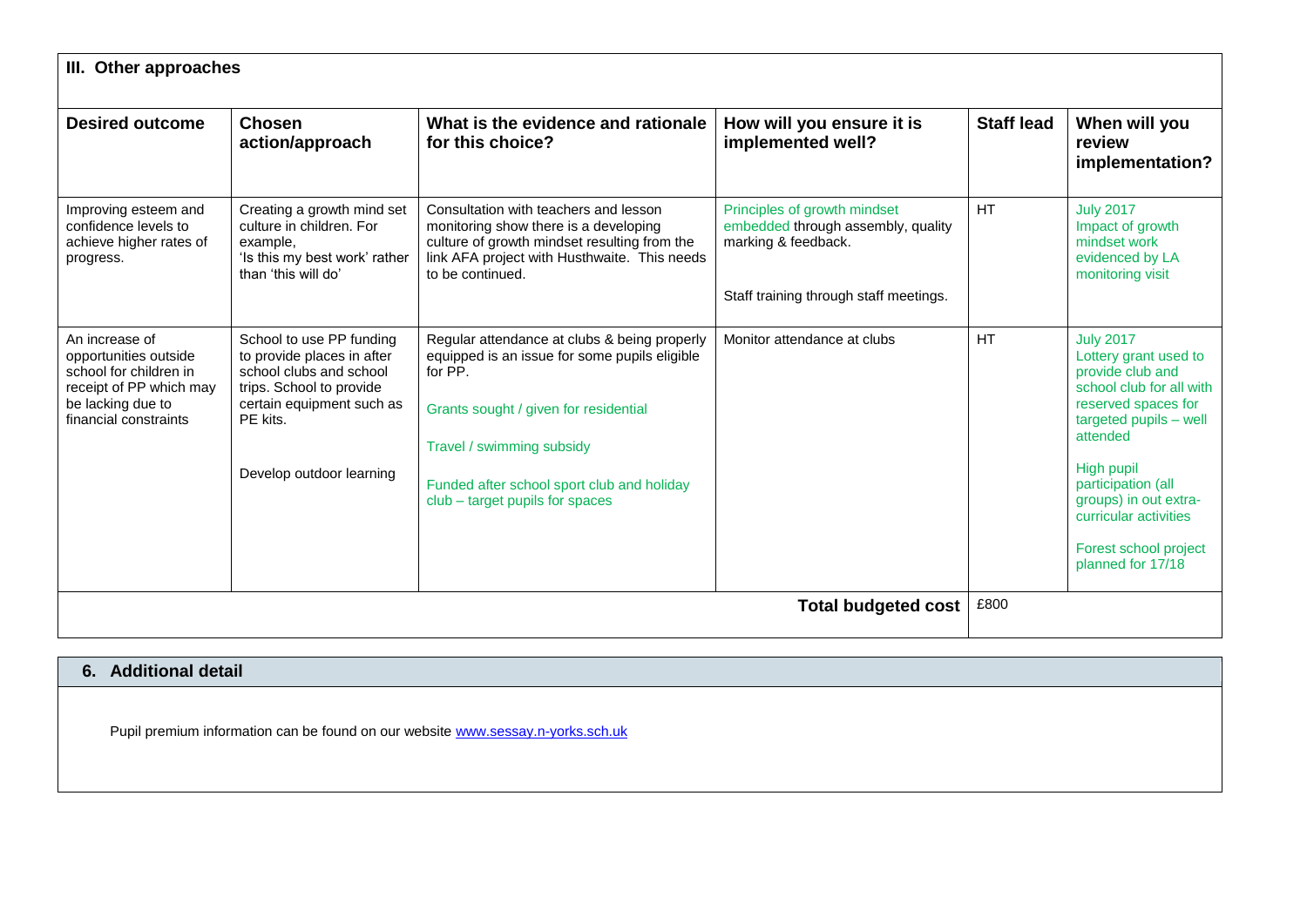## III. Other approaches

| Desired outcome | Chosen action/approach | What is the evidence and rationale for this choice? | How will you ensure it is implemented well? | Staff lead | When will you review implementation? |
|---|---|---|---|---|---|
| Improving esteem and confidence levels to achieve higher rates of progress. | Creating a growth mind set culture in children. For example, 'Is this my best work' rather than 'this will do' | Consultation with teachers and lesson monitoring show there is a developing culture of growth mindset resulting from the link AFA project with Husthwaite. This needs to be continued. | Principles of growth mindset embedded through assembly, quality marking & feedback.<br><br>Staff training through staff meetings. | HT | July 2017<br>Impact of growth mindset work evidenced by LA monitoring visit |
| An increase of opportunities outside school for children in receipt of PP which may be lacking due to financial constraints | School to use PP funding to provide places in after school clubs and school trips. School to provide certain equipment such as PE kits.<br><br>Develop outdoor learning | Regular attendance at clubs & being properly equipped is an issue for some pupils eligible for PP.<br><br>Grants sought / given for residential<br><br>Travel / swimming subsidy<br><br>Funded after school sport club and holiday club – target pupils for spaces | Monitor attendance at clubs | HT | July 2017<br>Lottery grant used to provide club and school club for all with reserved spaces for targeted pupils – well attended<br><br>High pupil participation (all groups) in out extra-curricular activities<br><br>Forest school project planned for 17/18 |
| | | | **Total budgeted cost** | £800 | |

## 6. Additional detail

Pupil premium information can be found on our website [www.sessay.n-yorks.sch.uk](http://www.sessay.n-yorks.sch.uk)